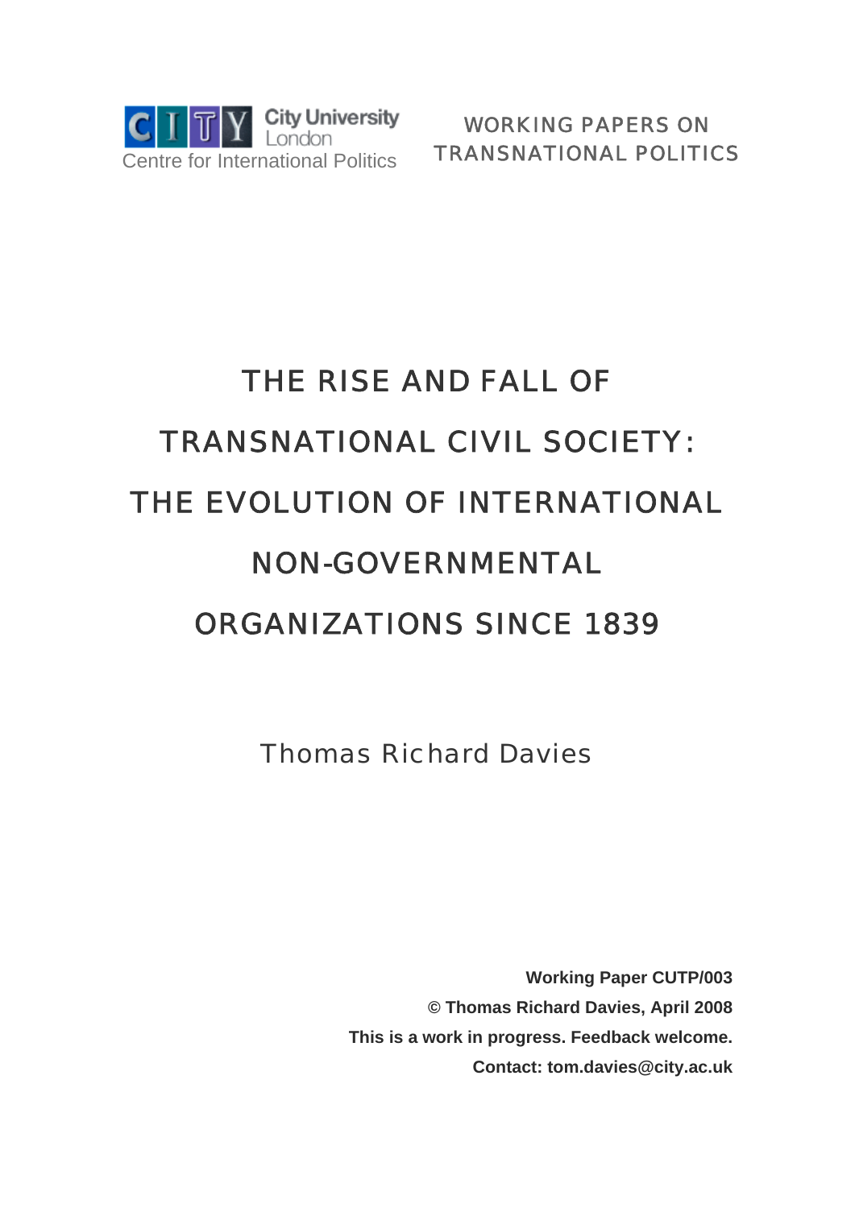City University London
Centre for International Politics

WORKING PAPERS ON TRANSNATIONAL POLITICS

# THE RISE AND FALL OF TRANSNATIONAL CIVIL SOCIETY: THE EVOLUTION OF INTERNATIONAL NON-GOVERNMENTAL ORGANIZATIONS SINCE 1839

Thomas Richard Davies

**Working Paper CUTP/003**

**© Thomas Richard Davies, April 2008**

**This is a work in progress. Feedback welcome.**

**Contact: tom.davies@city.ac.uk**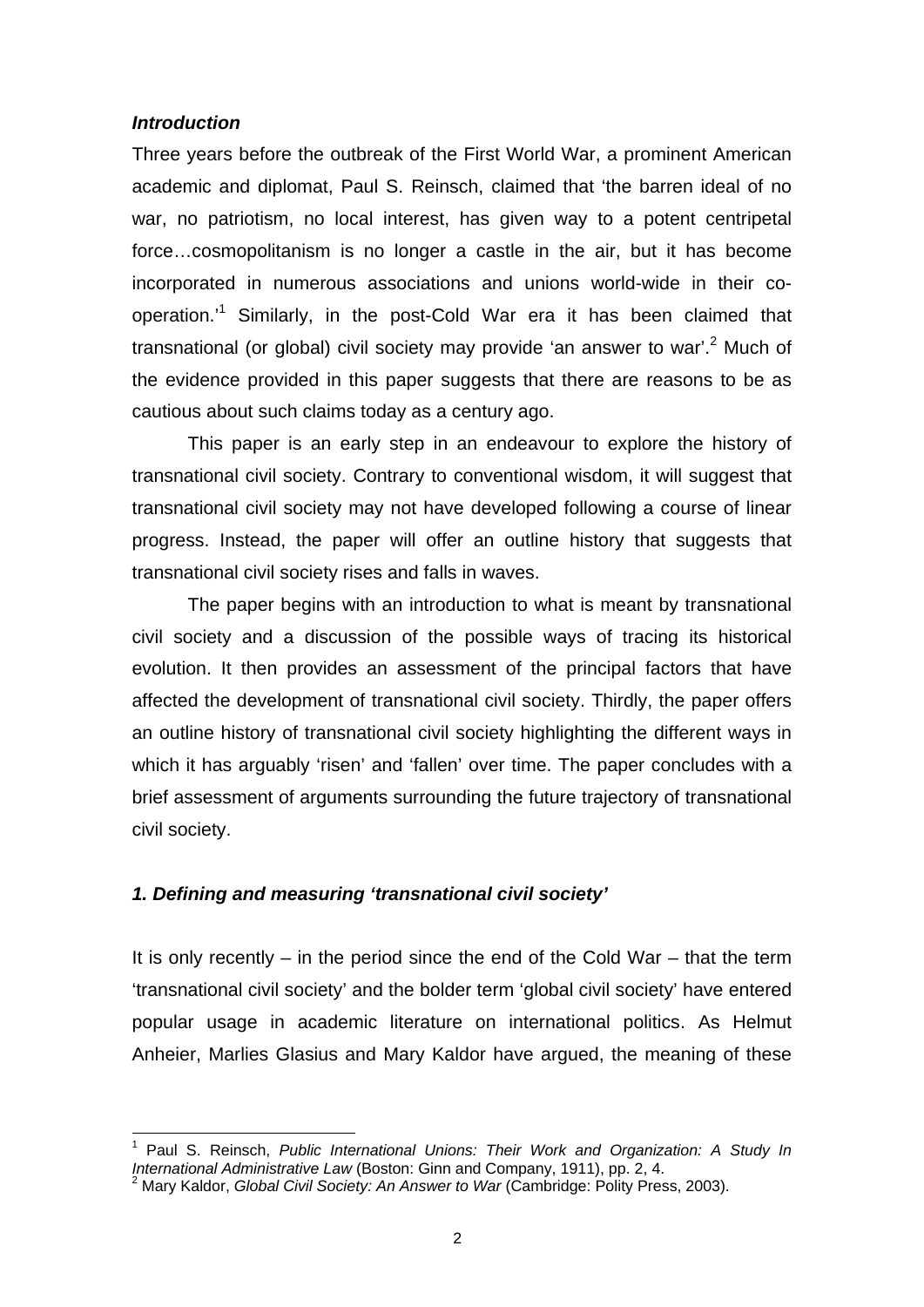### *Introduction*

Three years before the outbreak of the First World War, a prominent American academic and diplomat, Paul S. Reinsch, claimed that 'the barren ideal of no war, no patriotism, no local interest, has given way to a potent centripetal force…cosmopolitanism is no longer a castle in the air, but it has become incorporated in numerous associations and unions world-wide in their co-operation.'[1] Similarly, in the post-Cold War era it has been claimed that transnational (or global) civil society may provide 'an answer to war'.[2] Much of the evidence provided in this paper suggests that there are reasons to be as cautious about such claims today as a century ago.

This paper is an early step in an endeavour to explore the history of transnational civil society. Contrary to conventional wisdom, it will suggest that transnational civil society may not have developed following a course of linear progress. Instead, the paper will offer an outline history that suggests that transnational civil society rises and falls in waves.

The paper begins with an introduction to what is meant by transnational civil society and a discussion of the possible ways of tracing its historical evolution. It then provides an assessment of the principal factors that have affected the development of transnational civil society. Thirdly, the paper offers an outline history of transnational civil society highlighting the different ways in which it has arguably 'risen' and 'fallen' over time. The paper concludes with a brief assessment of arguments surrounding the future trajectory of transnational civil society.

### *1. Defining and measuring 'transnational civil society'*

It is only recently – in the period since the end of the Cold War – that the term 'transnational civil society' and the bolder term 'global civil society' have entered popular usage in academic literature on international politics. As Helmut Anheier, Marlies Glasius and Mary Kaldor have argued, the meaning of these

---

[1] Paul S. Reinsch, *Public International Unions: Their Work and Organization: A Study In International Administrative Law* (Boston: Ginn and Company, 1911), pp. 2, 4.

[2] Mary Kaldor, *Global Civil Society: An Answer to War* (Cambridge: Polity Press, 2003).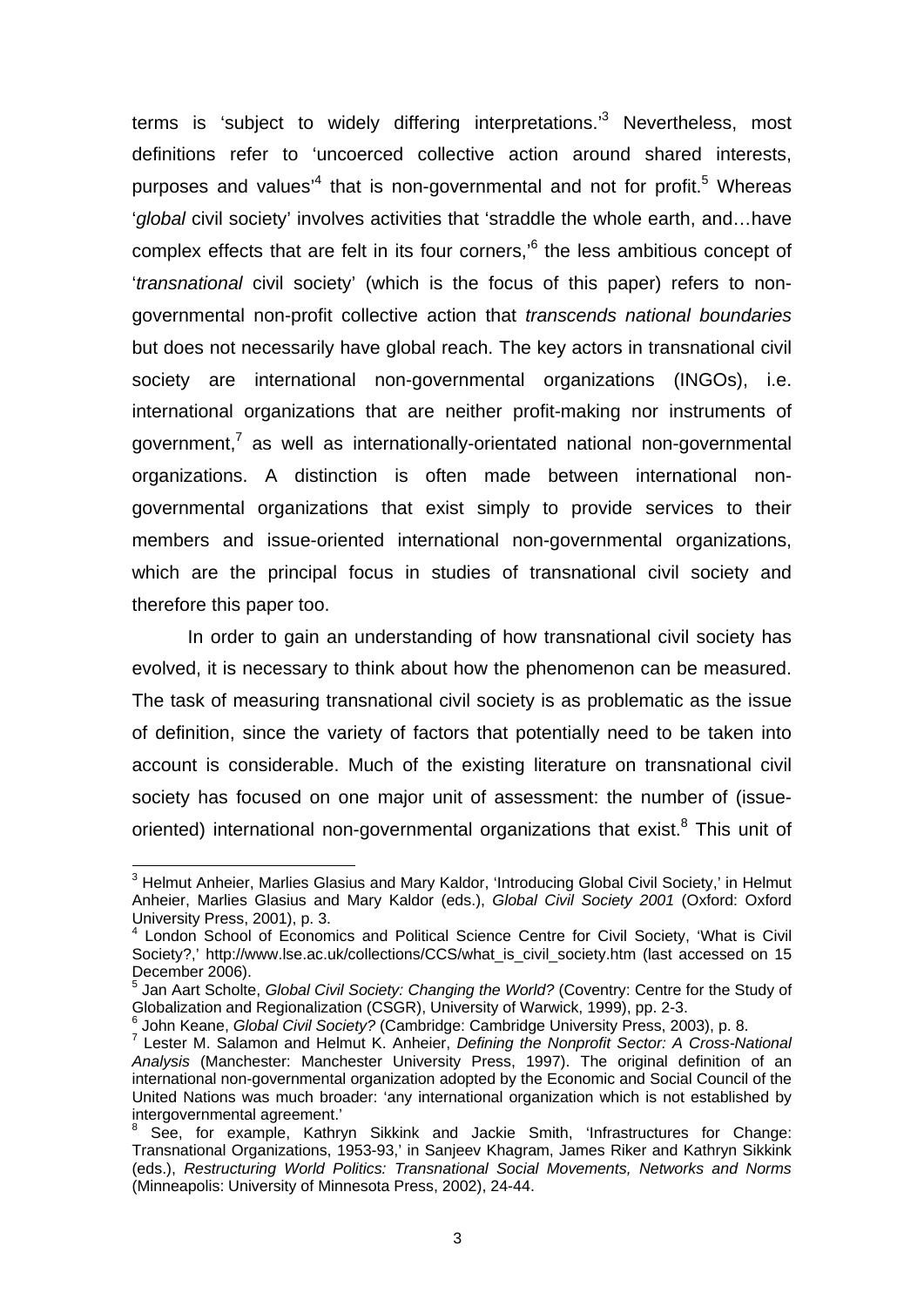terms is 'subject to widely differing interpretations.'[3] Nevertheless, most definitions refer to 'uncoerced collective action around shared interests, purposes and values'[4] that is non-governmental and not for profit.[5] Whereas '*global* civil society' involves activities that 'straddle the whole earth, and…have complex effects that are felt in its four corners,'[6] the less ambitious concept of '*transnational* civil society' (which is the focus of this paper) refers to non-governmental non-profit collective action that *transcends national boundaries* but does not necessarily have global reach. The key actors in transnational civil society are international non-governmental organizations (INGOs), i.e. international organizations that are neither profit-making nor instruments of government,[7] as well as internationally-orientated national non-governmental organizations. A distinction is often made between international non-governmental organizations that exist simply to provide services to their members and issue-oriented international non-governmental organizations, which are the principal focus in studies of transnational civil society and therefore this paper too.

In order to gain an understanding of how transnational civil society has evolved, it is necessary to think about how the phenomenon can be measured. The task of measuring transnational civil society is as problematic as the issue of definition, since the variety of factors that potentially need to be taken into account is considerable. Much of the existing literature on transnational civil society has focused on one major unit of assessment: the number of (issue-oriented) international non-governmental organizations that exist.[8] This unit of

---

[3] Helmut Anheier, Marlies Glasius and Mary Kaldor, 'Introducing Global Civil Society,' in Helmut Anheier, Marlies Glasius and Mary Kaldor (eds.), *Global Civil Society 2001* (Oxford: Oxford University Press, 2001), p. 3.

[4] London School of Economics and Political Science Centre for Civil Society, 'What is Civil Society?,' http://www.lse.ac.uk/collections/CCS/what_is_civil_society.htm (last accessed on 15 December 2006).

[5] Jan Aart Scholte, *Global Civil Society: Changing the World?* (Coventry: Centre for the Study of Globalization and Regionalization (CSGR), University of Warwick, 1999), pp. 2-3.

[6] John Keane, *Global Civil Society?* (Cambridge: Cambridge University Press, 2003), p. 8.

[7] Lester M. Salamon and Helmut K. Anheier, *Defining the Nonprofit Sector: A Cross-National Analysis* (Manchester: Manchester University Press, 1997). The original definition of an international non-governmental organization adopted by the Economic and Social Council of the United Nations was much broader: 'any international organization which is not established by intergovernmental agreement.'

[8] See, for example, Kathryn Sikkink and Jackie Smith, 'Infrastructures for Change: Transnational Organizations, 1953-93,' in Sanjeev Khagram, James Riker and Kathryn Sikkink (eds.), *Restructuring World Politics: Transnational Social Movements, Networks and Norms* (Minneapolis: University of Minnesota Press, 2002), 24-44.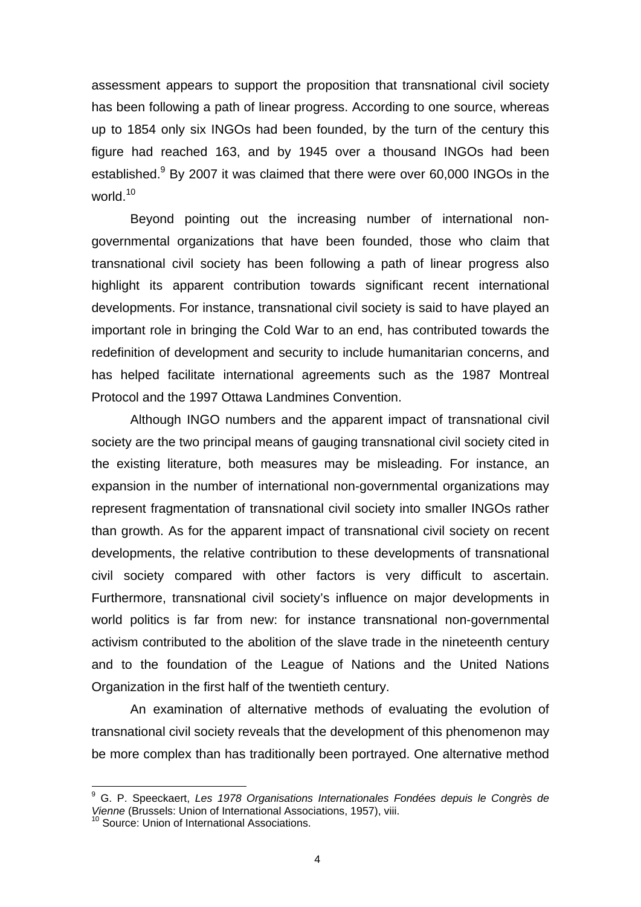assessment appears to support the proposition that transnational civil society has been following a path of linear progress. According to one source, whereas up to 1854 only six INGOs had been founded, by the turn of the century this figure had reached 163, and by 1945 over a thousand INGOs had been established.[9] By 2007 it was claimed that there were over 60,000 INGOs in the world.[10]

Beyond pointing out the increasing number of international non-governmental organizations that have been founded, those who claim that transnational civil society has been following a path of linear progress also highlight its apparent contribution towards significant recent international developments. For instance, transnational civil society is said to have played an important role in bringing the Cold War to an end, has contributed towards the redefinition of development and security to include humanitarian concerns, and has helped facilitate international agreements such as the 1987 Montreal Protocol and the 1997 Ottawa Landmines Convention.

Although INGO numbers and the apparent impact of transnational civil society are the two principal means of gauging transnational civil society cited in the existing literature, both measures may be misleading. For instance, an expansion in the number of international non-governmental organizations may represent fragmentation of transnational civil society into smaller INGOs rather than growth. As for the apparent impact of transnational civil society on recent developments, the relative contribution to these developments of transnational civil society compared with other factors is very difficult to ascertain. Furthermore, transnational civil society's influence on major developments in world politics is far from new: for instance transnational non-governmental activism contributed to the abolition of the slave trade in the nineteenth century and to the foundation of the League of Nations and the United Nations Organization in the first half of the twentieth century.

An examination of alternative methods of evaluating the evolution of transnational civil society reveals that the development of this phenomenon may be more complex than has traditionally been portrayed. One alternative method

---

[9] G. P. Speeckaert, *Les 1978 Organisations Internationales Fondées depuis le Congrès de Vienne* (Brussels: Union of International Associations, 1957), viii.

[10] Source: Union of International Associations.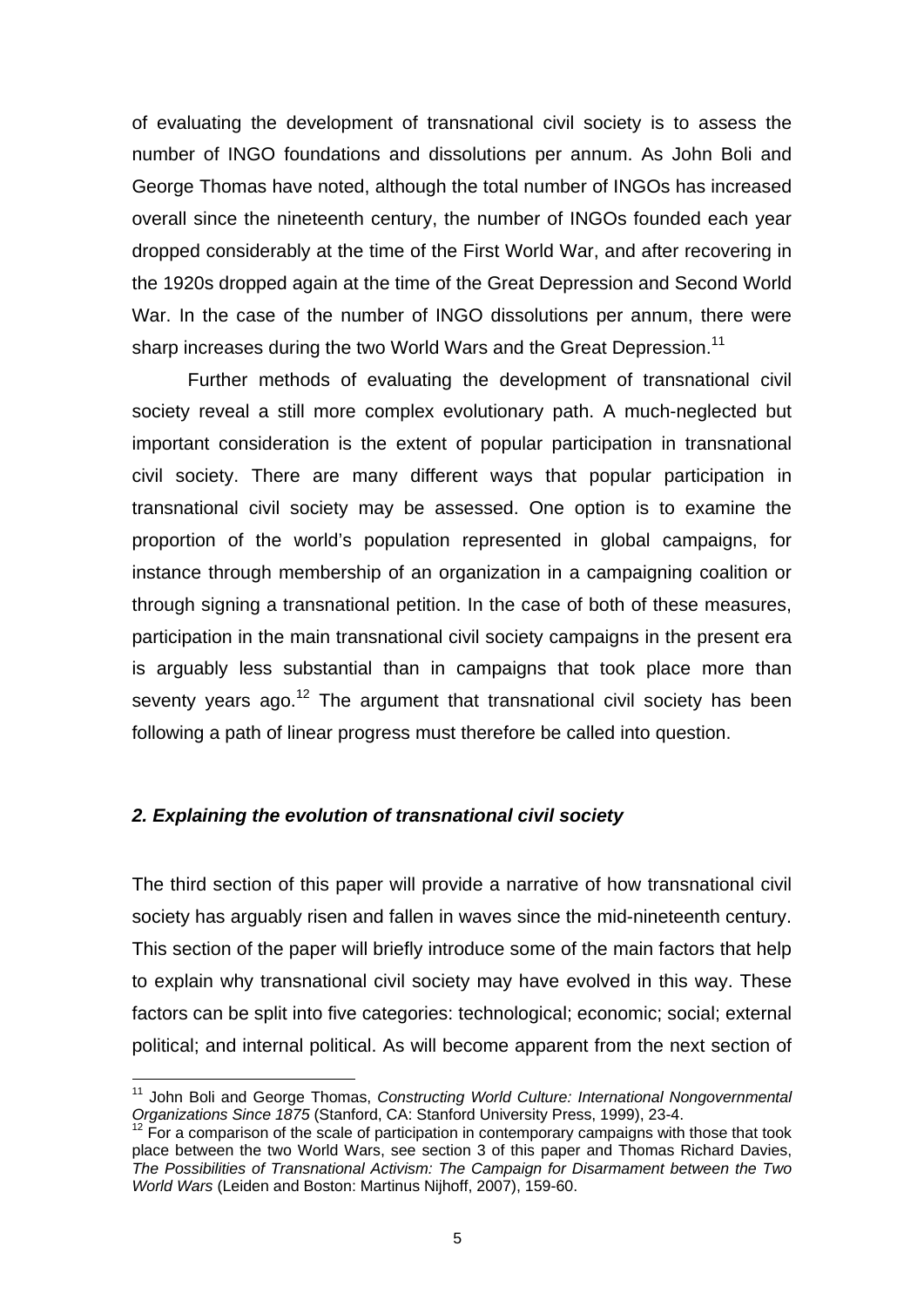of evaluating the development of transnational civil society is to assess the number of INGO foundations and dissolutions per annum. As John Boli and George Thomas have noted, although the total number of INGOs has increased overall since the nineteenth century, the number of INGOs founded each year dropped considerably at the time of the First World War, and after recovering in the 1920s dropped again at the time of the Great Depression and Second World War. In the case of the number of INGO dissolutions per annum, there were sharp increases during the two World Wars and the Great Depression.[11]

Further methods of evaluating the development of transnational civil society reveal a still more complex evolutionary path. A much-neglected but important consideration is the extent of popular participation in transnational civil society. There are many different ways that popular participation in transnational civil society may be assessed. One option is to examine the proportion of the world's population represented in global campaigns, for instance through membership of an organization in a campaigning coalition or through signing a transnational petition. In the case of both of these measures, participation in the main transnational civil society campaigns in the present era is arguably less substantial than in campaigns that took place more than seventy years ago.[12] The argument that transnational civil society has been following a path of linear progress must therefore be called into question.

### *2. Explaining the evolution of transnational civil society*

The third section of this paper will provide a narrative of how transnational civil society has arguably risen and fallen in waves since the mid-nineteenth century. This section of the paper will briefly introduce some of the main factors that help to explain why transnational civil society may have evolved in this way. These factors can be split into five categories: technological; economic; social; external political; and internal political. As will become apparent from the next section of

---

[11] John Boli and George Thomas, *Constructing World Culture: International Nongovernmental Organizations Since 1875* (Stanford, CA: Stanford University Press, 1999), 23-4.

[12] For a comparison of the scale of participation in contemporary campaigns with those that took place between the two World Wars, see section 3 of this paper and Thomas Richard Davies, *The Possibilities of Transnational Activism: The Campaign for Disarmament between the Two World Wars* (Leiden and Boston: Martinus Nijhoff, 2007), 159-60.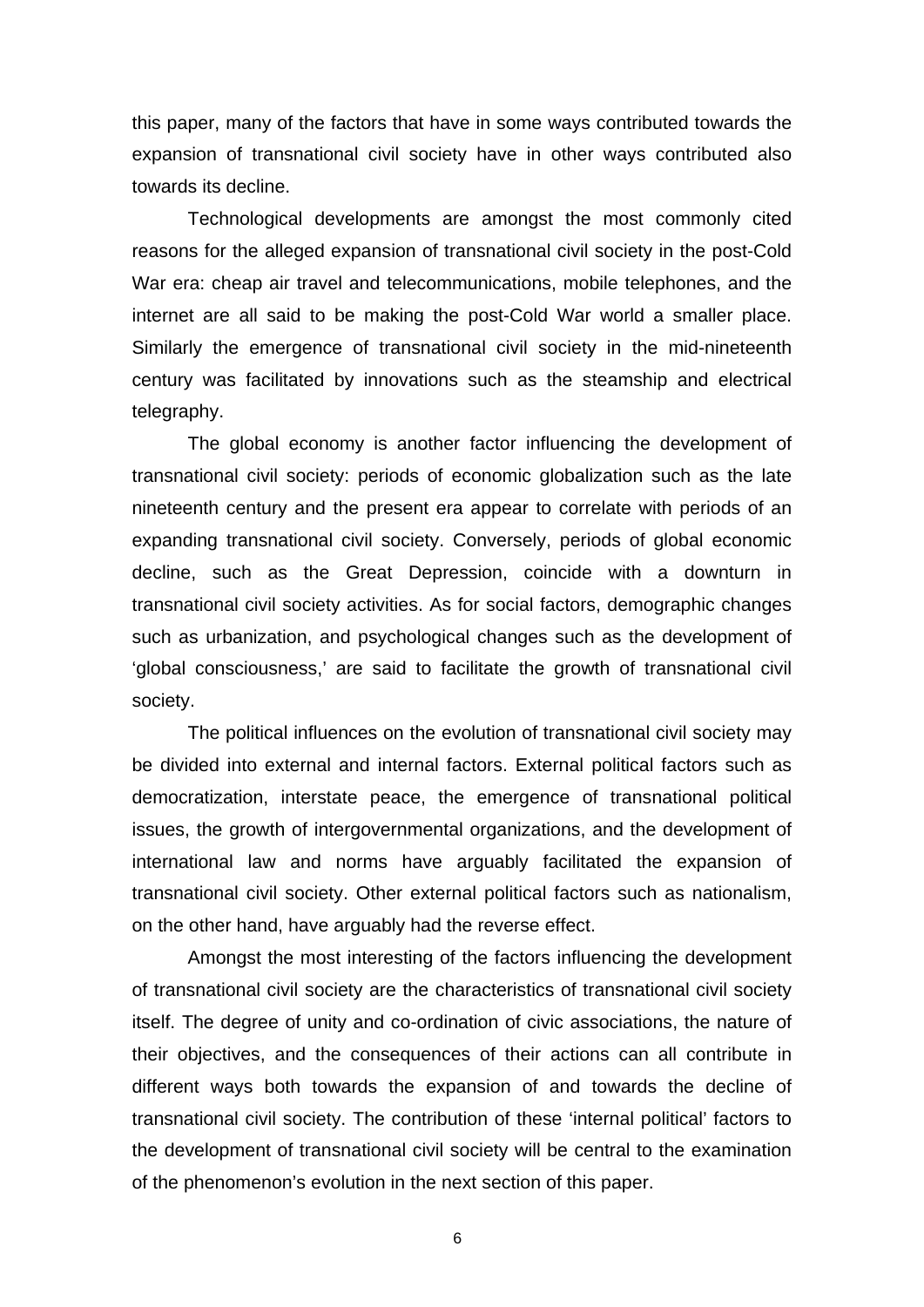this paper, many of the factors that have in some ways contributed towards the expansion of transnational civil society have in other ways contributed also towards its decline.

Technological developments are amongst the most commonly cited reasons for the alleged expansion of transnational civil society in the post-Cold War era: cheap air travel and telecommunications, mobile telephones, and the internet are all said to be making the post-Cold War world a smaller place. Similarly the emergence of transnational civil society in the mid-nineteenth century was facilitated by innovations such as the steamship and electrical telegraphy.

The global economy is another factor influencing the development of transnational civil society: periods of economic globalization such as the late nineteenth century and the present era appear to correlate with periods of an expanding transnational civil society. Conversely, periods of global economic decline, such as the Great Depression, coincide with a downturn in transnational civil society activities. As for social factors, demographic changes such as urbanization, and psychological changes such as the development of 'global consciousness,' are said to facilitate the growth of transnational civil society.

The political influences on the evolution of transnational civil society may be divided into external and internal factors. External political factors such as democratization, interstate peace, the emergence of transnational political issues, the growth of intergovernmental organizations, and the development of international law and norms have arguably facilitated the expansion of transnational civil society. Other external political factors such as nationalism, on the other hand, have arguably had the reverse effect.

Amongst the most interesting of the factors influencing the development of transnational civil society are the characteristics of transnational civil society itself. The degree of unity and co-ordination of civic associations, the nature of their objectives, and the consequences of their actions can all contribute in different ways both towards the expansion of and towards the decline of transnational civil society. The contribution of these 'internal political' factors to the development of transnational civil society will be central to the examination of the phenomenon's evolution in the next section of this paper.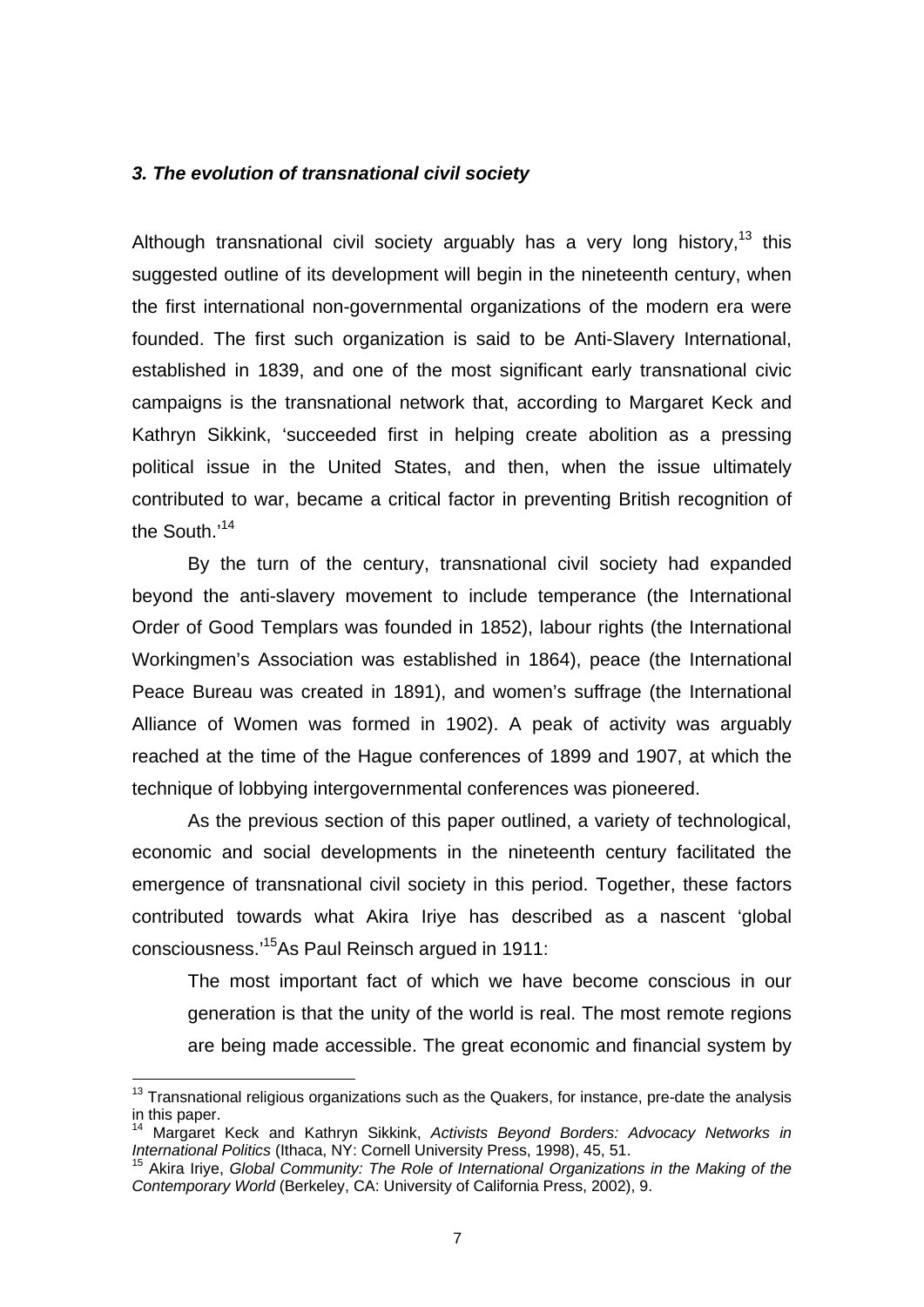### *3. The evolution of transnational civil society*

Although transnational civil society arguably has a very long history,[13] this suggested outline of its development will begin in the nineteenth century, when the first international non-governmental organizations of the modern era were founded. The first such organization is said to be Anti-Slavery International, established in 1839, and one of the most significant early transnational civic campaigns is the transnational network that, according to Margaret Keck and Kathryn Sikkink, 'succeeded first in helping create abolition as a pressing political issue in the United States, and then, when the issue ultimately contributed to war, became a critical factor in preventing British recognition of the South.'[14]

By the turn of the century, transnational civil society had expanded beyond the anti-slavery movement to include temperance (the International Order of Good Templars was founded in 1852), labour rights (the International Workingmen's Association was established in 1864), peace (the International Peace Bureau was created in 1891), and women's suffrage (the International Alliance of Women was formed in 1902). A peak of activity was arguably reached at the time of the Hague conferences of 1899 and 1907, at which the technique of lobbying intergovernmental conferences was pioneered.

As the previous section of this paper outlined, a variety of technological, economic and social developments in the nineteenth century facilitated the emergence of transnational civil society in this period. Together, these factors contributed towards what Akira Iriye has described as a nascent 'global consciousness.'[15] As Paul Reinsch argued in 1911:

> The most important fact of which we have become conscious in our generation is that the unity of the world is real. The most remote regions are being made accessible. The great economic and financial system by

---

[13] Transnational religious organizations such as the Quakers, for instance, pre-date the analysis in this paper.

[14] Margaret Keck and Kathryn Sikkink, *Activists Beyond Borders: Advocacy Networks in International Politics* (Ithaca, NY: Cornell University Press, 1998), 45, 51.

[15] Akira Iriye, *Global Community: The Role of International Organizations in the Making of the Contemporary World* (Berkeley, CA: University of California Press, 2002), 9.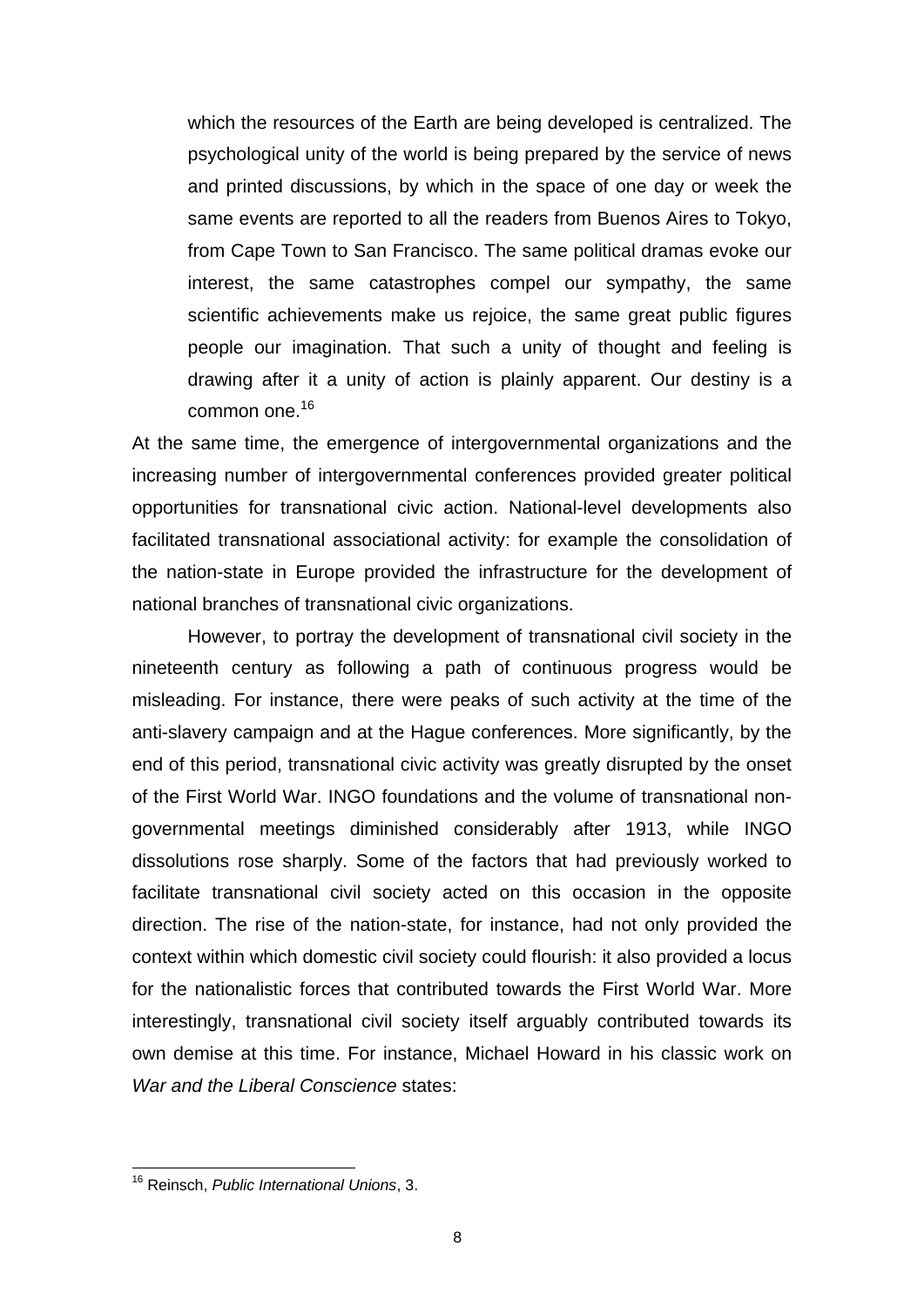> which the resources of the Earth are being developed is centralized. The psychological unity of the world is being prepared by the service of news and printed discussions, by which in the space of one day or week the same events are reported to all the readers from Buenos Aires to Tokyo, from Cape Town to San Francisco. The same political dramas evoke our interest, the same catastrophes compel our sympathy, the same scientific achievements make us rejoice, the same great public figures people our imagination. That such a unity of thought and feeling is drawing after it a unity of action is plainly apparent. Our destiny is a common one.[16]

At the same time, the emergence of intergovernmental organizations and the increasing number of intergovernmental conferences provided greater political opportunities for transnational civic action. National-level developments also facilitated transnational associational activity: for example the consolidation of the nation-state in Europe provided the infrastructure for the development of national branches of transnational civic organizations.

However, to portray the development of transnational civil society in the nineteenth century as following a path of continuous progress would be misleading. For instance, there were peaks of such activity at the time of the anti-slavery campaign and at the Hague conferences. More significantly, by the end of this period, transnational civic activity was greatly disrupted by the onset of the First World War. INGO foundations and the volume of transnational non-governmental meetings diminished considerably after 1913, while INGO dissolutions rose sharply. Some of the factors that had previously worked to facilitate transnational civil society acted on this occasion in the opposite direction. The rise of the nation-state, for instance, had not only provided the context within which domestic civil society could flourish: it also provided a locus for the nationalistic forces that contributed towards the First World War. More interestingly, transnational civil society itself arguably contributed towards its own demise at this time. For instance, Michael Howard in his classic work on *War and the Liberal Conscience* states:

---

[16] Reinsch, *Public International Unions*, 3.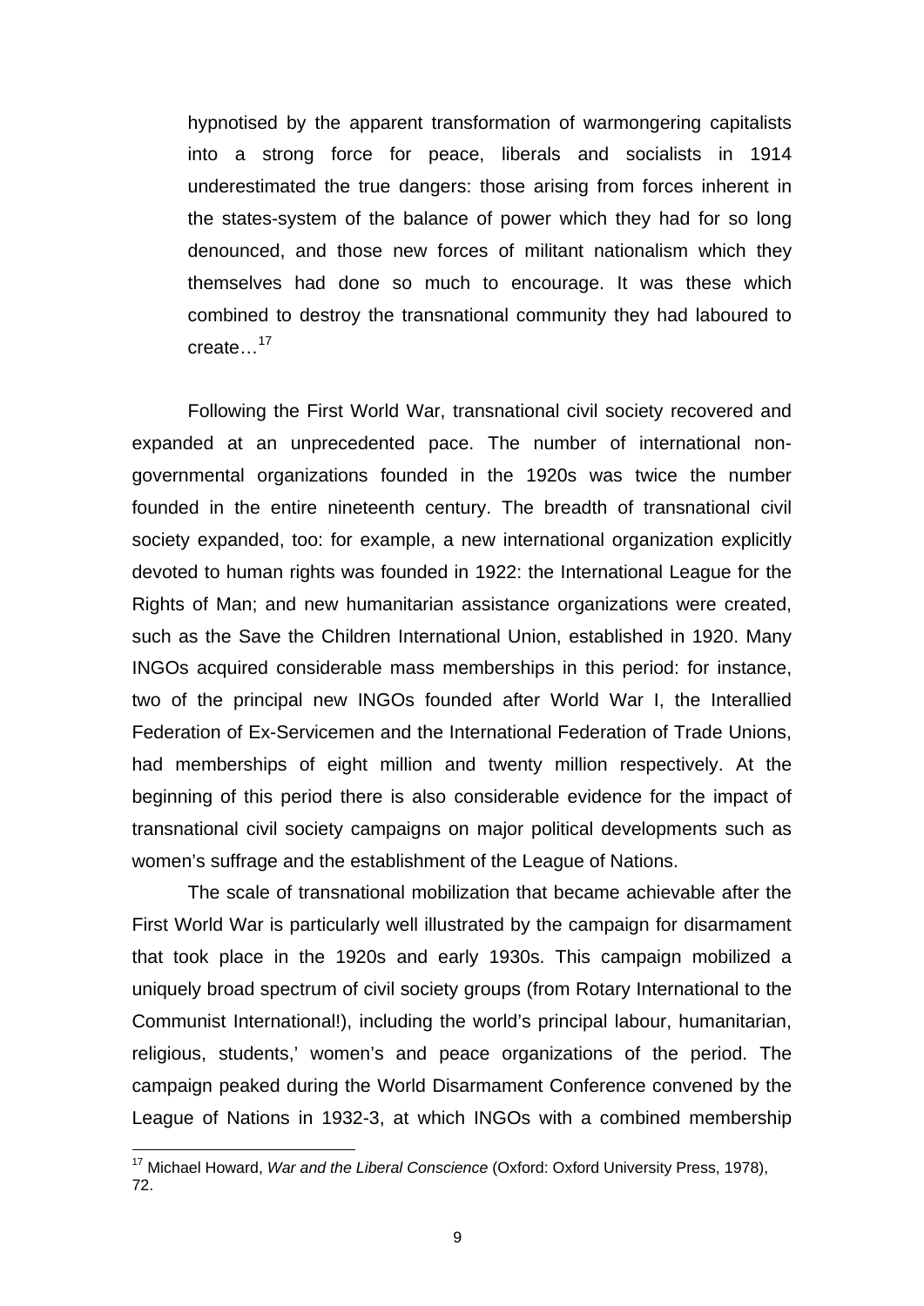> hypnotised by the apparent transformation of warmongering capitalists into a strong force for peace, liberals and socialists in 1914 underestimated the true dangers: those arising from forces inherent in the states-system of the balance of power which they had for so long denounced, and those new forces of militant nationalism which they themselves had done so much to encourage. It was these which combined to destroy the transnational community they had laboured to create…[17]

Following the First World War, transnational civil society recovered and expanded at an unprecedented pace. The number of international non-governmental organizations founded in the 1920s was twice the number founded in the entire nineteenth century. The breadth of transnational civil society expanded, too: for example, a new international organization explicitly devoted to human rights was founded in 1922: the International League for the Rights of Man; and new humanitarian assistance organizations were created, such as the Save the Children International Union, established in 1920. Many INGOs acquired considerable mass memberships in this period: for instance, two of the principal new INGOs founded after World War I, the Interallied Federation of Ex-Servicemen and the International Federation of Trade Unions, had memberships of eight million and twenty million respectively. At the beginning of this period there is also considerable evidence for the impact of transnational civil society campaigns on major political developments such as women's suffrage and the establishment of the League of Nations.

The scale of transnational mobilization that became achievable after the First World War is particularly well illustrated by the campaign for disarmament that took place in the 1920s and early 1930s. This campaign mobilized a uniquely broad spectrum of civil society groups (from Rotary International to the Communist International!), including the world's principal labour, humanitarian, religious, students,' women's and peace organizations of the period. The campaign peaked during the World Disarmament Conference convened by the League of Nations in 1932-3, at which INGOs with a combined membership

[17] Michael Howard, *War and the Liberal Conscience* (Oxford: Oxford University Press, 1978), 72.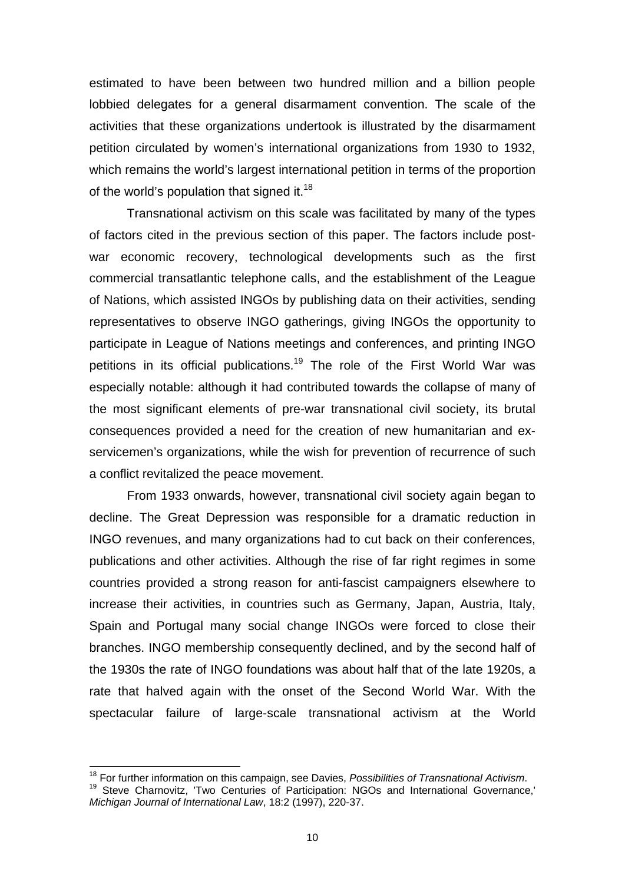estimated to have been between two hundred million and a billion people lobbied delegates for a general disarmament convention. The scale of the activities that these organizations undertook is illustrated by the disarmament petition circulated by women's international organizations from 1930 to 1932, which remains the world's largest international petition in terms of the proportion of the world's population that signed it.[18]

Transnational activism on this scale was facilitated by many of the types of factors cited in the previous section of this paper. The factors include post-war economic recovery, technological developments such as the first commercial transatlantic telephone calls, and the establishment of the League of Nations, which assisted INGOs by publishing data on their activities, sending representatives to observe INGO gatherings, giving INGOs the opportunity to participate in League of Nations meetings and conferences, and printing INGO petitions in its official publications.[19] The role of the First World War was especially notable: although it had contributed towards the collapse of many of the most significant elements of pre-war transnational civil society, its brutal consequences provided a need for the creation of new humanitarian and ex-servicemen's organizations, while the wish for prevention of recurrence of such a conflict revitalized the peace movement.

From 1933 onwards, however, transnational civil society again began to decline. The Great Depression was responsible for a dramatic reduction in INGO revenues, and many organizations had to cut back on their conferences, publications and other activities. Although the rise of far right regimes in some countries provided a strong reason for anti-fascist campaigners elsewhere to increase their activities, in countries such as Germany, Japan, Austria, Italy, Spain and Portugal many social change INGOs were forced to close their branches. INGO membership consequently declined, and by the second half of the 1930s the rate of INGO foundations was about half that of the late 1920s, a rate that halved again with the onset of the Second World War. With the spectacular failure of large-scale transnational activism at the World

---

[18] For further information on this campaign, see Davies, *Possibilities of Transnational Activism*.

[19] Steve Charnovitz, 'Two Centuries of Participation: NGOs and International Governance,' *Michigan Journal of International Law*, 18:2 (1997), 220-37.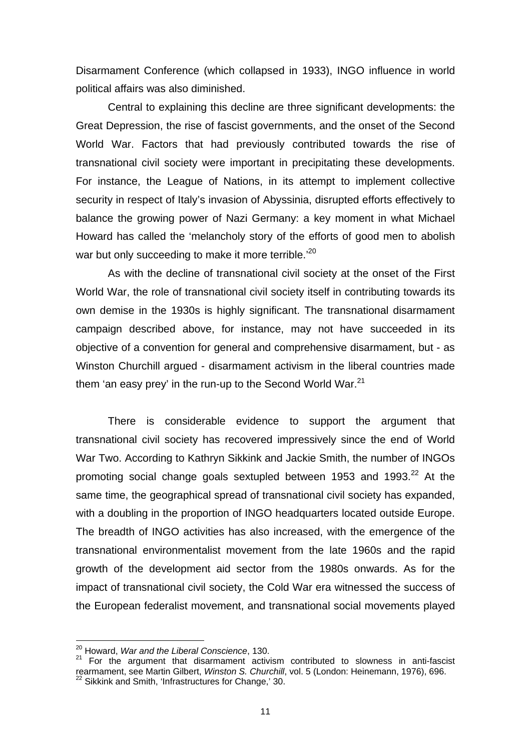Disarmament Conference (which collapsed in 1933), INGO influence in world political affairs was also diminished.

Central to explaining this decline are three significant developments: the Great Depression, the rise of fascist governments, and the onset of the Second World War. Factors that had previously contributed towards the rise of transnational civil society were important in precipitating these developments. For instance, the League of Nations, in its attempt to implement collective security in respect of Italy's invasion of Abyssinia, disrupted efforts effectively to balance the growing power of Nazi Germany: a key moment in what Michael Howard has called the 'melancholy story of the efforts of good men to abolish war but only succeeding to make it more terrible.'[20]

As with the decline of transnational civil society at the onset of the First World War, the role of transnational civil society itself in contributing towards its own demise in the 1930s is highly significant. The transnational disarmament campaign described above, for instance, may not have succeeded in its objective of a convention for general and comprehensive disarmament, but - as Winston Churchill argued - disarmament activism in the liberal countries made them 'an easy prey' in the run-up to the Second World War.[21]

There is considerable evidence to support the argument that transnational civil society has recovered impressively since the end of World War Two. According to Kathryn Sikkink and Jackie Smith, the number of INGOs promoting social change goals sextupled between 1953 and 1993.[22] At the same time, the geographical spread of transnational civil society has expanded, with a doubling in the proportion of INGO headquarters located outside Europe. The breadth of INGO activities has also increased, with the emergence of the transnational environmentalist movement from the late 1960s and the rapid growth of the development aid sector from the 1980s onwards. As for the impact of transnational civil society, the Cold War era witnessed the success of the European federalist movement, and transnational social movements played

[20] Howard, *War and the Liberal Conscience*, 130.

[21] For the argument that disarmament activism contributed to slowness in anti-fascist rearmament, see Martin Gilbert, *Winston S. Churchill*, vol. 5 (London: Heinemann, 1976), 696.

[22] Sikkink and Smith, 'Infrastructures for Change,' 30.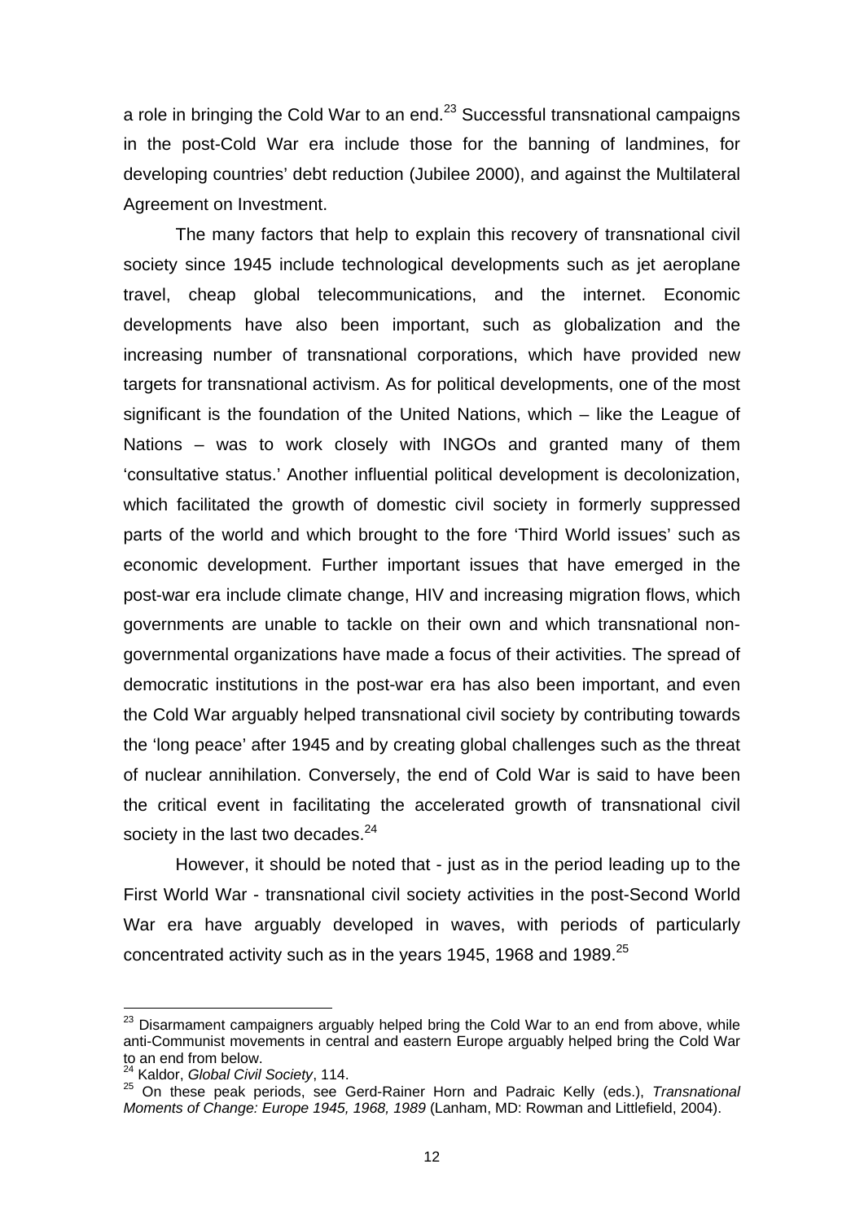a role in bringing the Cold War to an end.[23] Successful transnational campaigns in the post-Cold War era include those for the banning of landmines, for developing countries' debt reduction (Jubilee 2000), and against the Multilateral Agreement on Investment.

The many factors that help to explain this recovery of transnational civil society since 1945 include technological developments such as jet aeroplane travel, cheap global telecommunications, and the internet. Economic developments have also been important, such as globalization and the increasing number of transnational corporations, which have provided new targets for transnational activism. As for political developments, one of the most significant is the foundation of the United Nations, which – like the League of Nations – was to work closely with INGOs and granted many of them 'consultative status.' Another influential political development is decolonization, which facilitated the growth of domestic civil society in formerly suppressed parts of the world and which brought to the fore 'Third World issues' such as economic development. Further important issues that have emerged in the post-war era include climate change, HIV and increasing migration flows, which governments are unable to tackle on their own and which transnational non-governmental organizations have made a focus of their activities. The spread of democratic institutions in the post-war era has also been important, and even the Cold War arguably helped transnational civil society by contributing towards the 'long peace' after 1945 and by creating global challenges such as the threat of nuclear annihilation. Conversely, the end of Cold War is said to have been the critical event in facilitating the accelerated growth of transnational civil society in the last two decades.[24]

However, it should be noted that - just as in the period leading up to the First World War - transnational civil society activities in the post-Second World War era have arguably developed in waves, with periods of particularly concentrated activity such as in the years 1945, 1968 and 1989.[25]

---

[23] Disarmament campaigners arguably helped bring the Cold War to an end from above, while anti-Communist movements in central and eastern Europe arguably helped bring the Cold War to an end from below.

[24] Kaldor, *Global Civil Society*, 114.

[25] On these peak periods, see Gerd-Rainer Horn and Padraic Kelly (eds.), *Transnational Moments of Change: Europe 1945, 1968, 1989* (Lanham, MD: Rowman and Littlefield, 2004).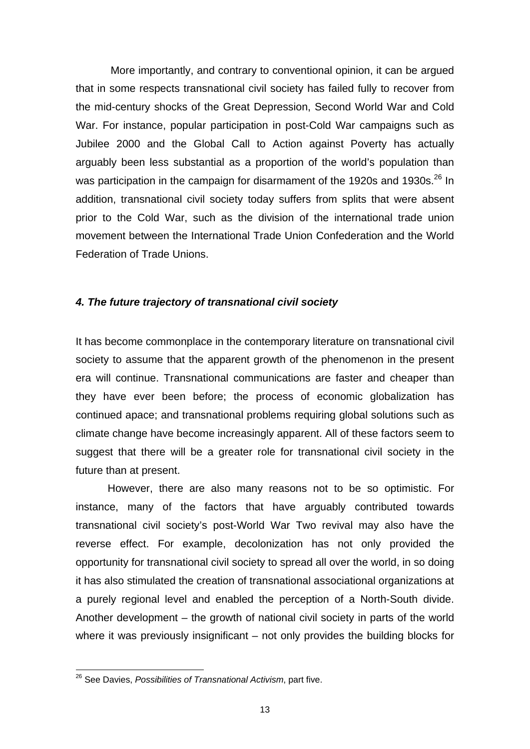More importantly, and contrary to conventional opinion, it can be argued that in some respects transnational civil society has failed fully to recover from the mid-century shocks of the Great Depression, Second World War and Cold War. For instance, popular participation in post-Cold War campaigns such as Jubilee 2000 and the Global Call to Action against Poverty has actually arguably been less substantial as a proportion of the world's population than was participation in the campaign for disarmament of the 1920s and 1930s.[26] In addition, transnational civil society today suffers from splits that were absent prior to the Cold War, such as the division of the international trade union movement between the International Trade Union Confederation and the World Federation of Trade Unions.

### *4. The future trajectory of transnational civil society*

It has become commonplace in the contemporary literature on transnational civil society to assume that the apparent growth of the phenomenon in the present era will continue. Transnational communications are faster and cheaper than they have ever been before; the process of economic globalization has continued apace; and transnational problems requiring global solutions such as climate change have become increasingly apparent. All of these factors seem to suggest that there will be a greater role for transnational civil society in the future than at present.

However, there are also many reasons not to be so optimistic. For instance, many of the factors that have arguably contributed towards transnational civil society's post-World War Two revival may also have the reverse effect. For example, decolonization has not only provided the opportunity for transnational civil society to spread all over the world, in so doing it has also stimulated the creation of transnational associational organizations at a purely regional level and enabled the perception of a North-South divide. Another development – the growth of national civil society in parts of the world where it was previously insignificant – not only provides the building blocks for

---

[26] See Davies, *Possibilities of Transnational Activism*, part five.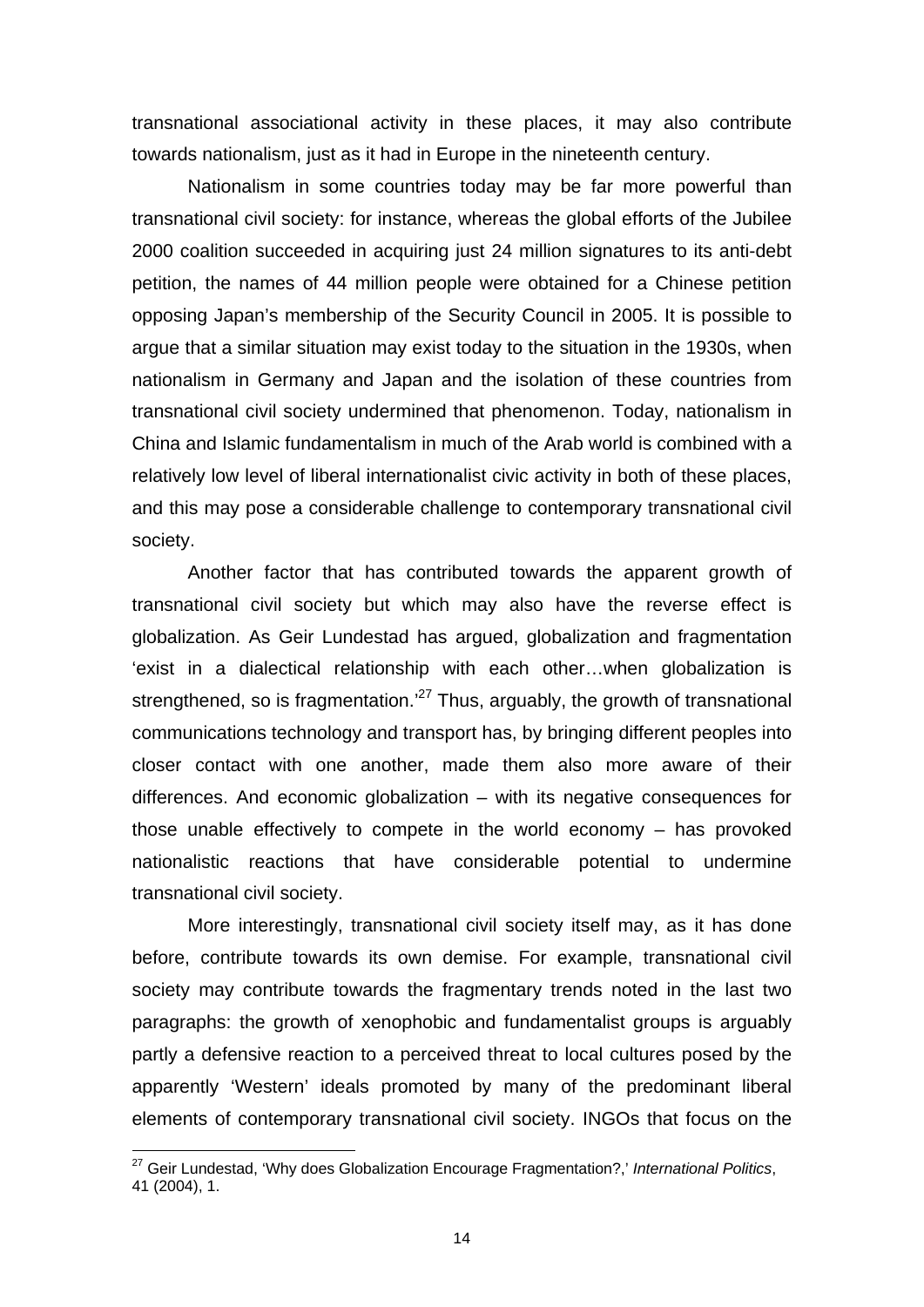transnational associational activity in these places, it may also contribute towards nationalism, just as it had in Europe in the nineteenth century.

Nationalism in some countries today may be far more powerful than transnational civil society: for instance, whereas the global efforts of the Jubilee 2000 coalition succeeded in acquiring just 24 million signatures to its anti-debt petition, the names of 44 million people were obtained for a Chinese petition opposing Japan's membership of the Security Council in 2005. It is possible to argue that a similar situation may exist today to the situation in the 1930s, when nationalism in Germany and Japan and the isolation of these countries from transnational civil society undermined that phenomenon. Today, nationalism in China and Islamic fundamentalism in much of the Arab world is combined with a relatively low level of liberal internationalist civic activity in both of these places, and this may pose a considerable challenge to contemporary transnational civil society.

Another factor that has contributed towards the apparent growth of transnational civil society but which may also have the reverse effect is globalization. As Geir Lundestad has argued, globalization and fragmentation 'exist in a dialectical relationship with each other…when globalization is strengthened, so is fragmentation.'[27] Thus, arguably, the growth of transnational communications technology and transport has, by bringing different peoples into closer contact with one another, made them also more aware of their differences. And economic globalization – with its negative consequences for those unable effectively to compete in the world economy – has provoked nationalistic reactions that have considerable potential to undermine transnational civil society.

More interestingly, transnational civil society itself may, as it has done before, contribute towards its own demise. For example, transnational civil society may contribute towards the fragmentary trends noted in the last two paragraphs: the growth of xenophobic and fundamentalist groups is arguably partly a defensive reaction to a perceived threat to local cultures posed by the apparently 'Western' ideals promoted by many of the predominant liberal elements of contemporary transnational civil society. INGOs that focus on the

[27] Geir Lundestad, 'Why does Globalization Encourage Fragmentation?,' *International Politics*, 41 (2004), 1.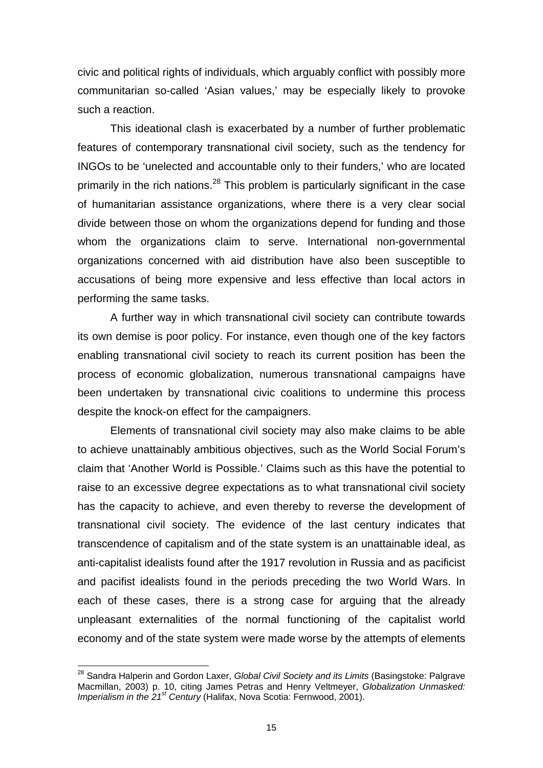civic and political rights of individuals, which arguably conflict with possibly more communitarian so-called 'Asian values,' may be especially likely to provoke such a reaction.

This ideational clash is exacerbated by a number of further problematic features of contemporary transnational civil society, such as the tendency for INGOs to be 'unelected and accountable only to their funders,' who are located primarily in the rich nations.[28] This problem is particularly significant in the case of humanitarian assistance organizations, where there is a very clear social divide between those on whom the organizations depend for funding and those whom the organizations claim to serve. International non-governmental organizations concerned with aid distribution have also been susceptible to accusations of being more expensive and less effective than local actors in performing the same tasks.

A further way in which transnational civil society can contribute towards its own demise is poor policy. For instance, even though one of the key factors enabling transnational civil society to reach its current position has been the process of economic globalization, numerous transnational campaigns have been undertaken by transnational civic coalitions to undermine this process despite the knock-on effect for the campaigners.

Elements of transnational civil society may also make claims to be able to achieve unattainably ambitious objectives, such as the World Social Forum's claim that 'Another World is Possible.' Claims such as this have the potential to raise to an excessive degree expectations as to what transnational civil society has the capacity to achieve, and even thereby to reverse the development of transnational civil society. The evidence of the last century indicates that transcendence of capitalism and of the state system is an unattainable ideal, as anti-capitalist idealists found after the 1917 revolution in Russia and as pacificist and pacifist idealists found in the periods preceding the two World Wars. In each of these cases, there is a strong case for arguing that the already unpleasant externalities of the normal functioning of the capitalist world economy and of the state system were made worse by the attempts of elements

---

[28] Sandra Halperin and Gordon Laxer, *Global Civil Society and its Limits* (Basingstoke: Palgrave Macmillan, 2003) p. 10, citing James Petras and Henry Veltmeyer, *Globalization Unmasked: Imperialism in the 21st Century* (Halifax, Nova Scotia: Fernwood, 2001).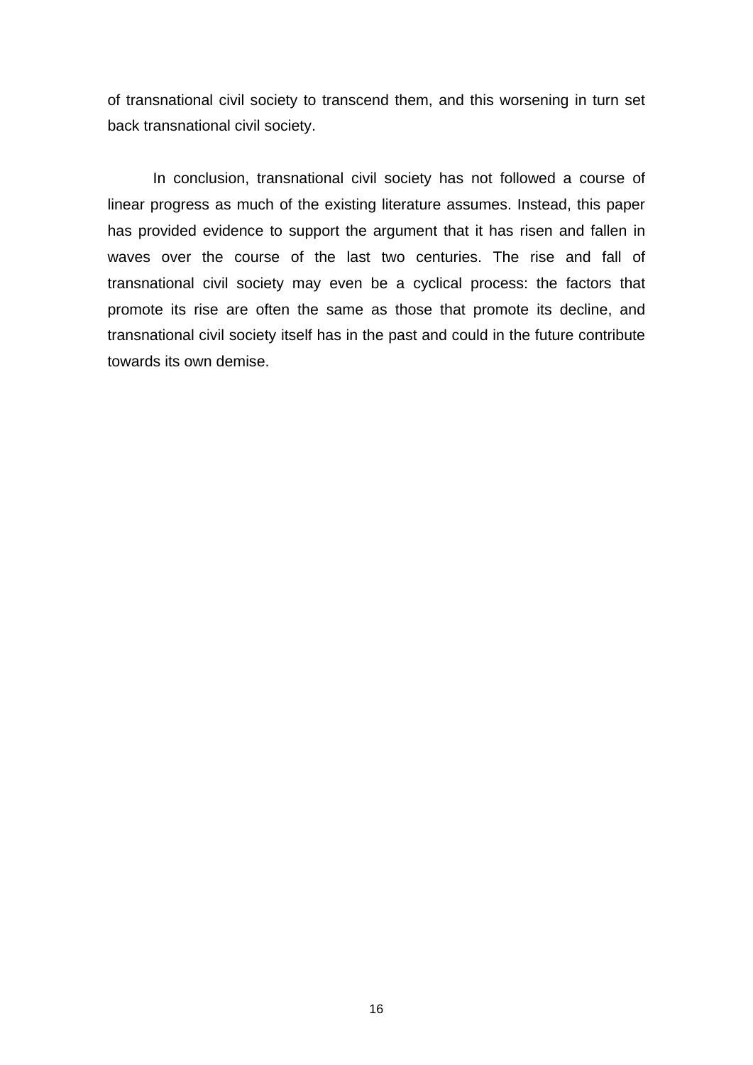of transnational civil society to transcend them, and this worsening in turn set back transnational civil society.

In conclusion, transnational civil society has not followed a course of linear progress as much of the existing literature assumes. Instead, this paper has provided evidence to support the argument that it has risen and fallen in waves over the course of the last two centuries. The rise and fall of transnational civil society may even be a cyclical process: the factors that promote its rise are often the same as those that promote its decline, and transnational civil society itself has in the past and could in the future contribute towards its own demise.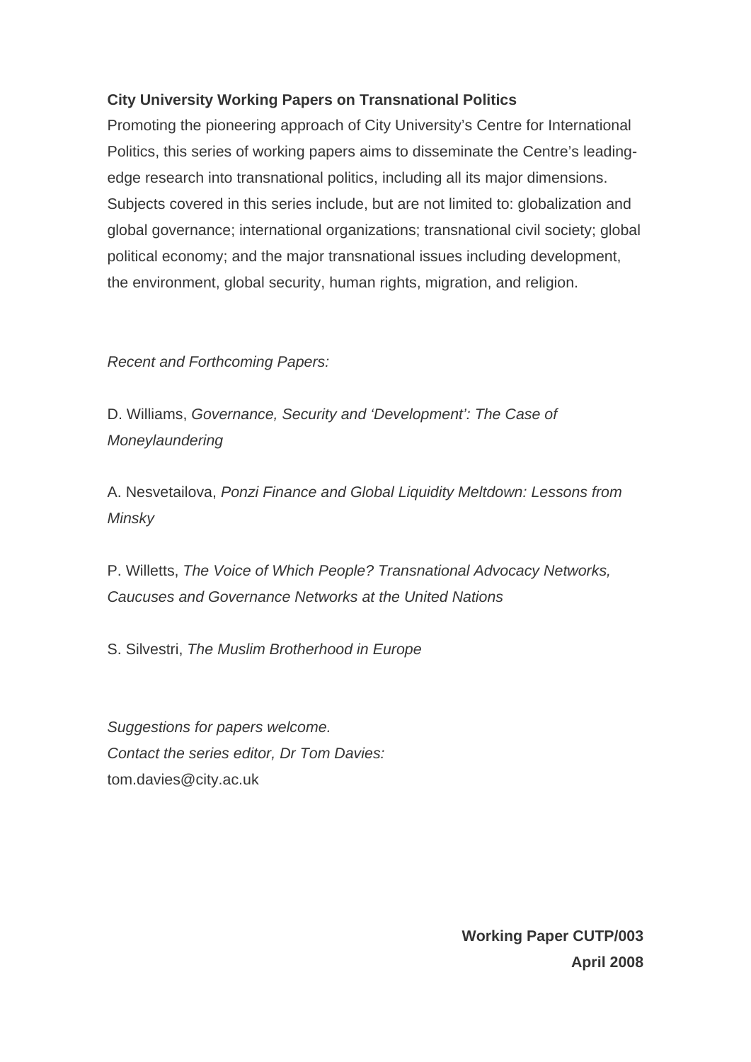**City University Working Papers on Transnational Politics**

Promoting the pioneering approach of City University's Centre for International Politics, this series of working papers aims to disseminate the Centre's leading-edge research into transnational politics, including all its major dimensions. Subjects covered in this series include, but are not limited to: globalization and global governance; international organizations; transnational civil society; global political economy; and the major transnational issues including development, the environment, global security, human rights, migration, and religion.

*Recent and Forthcoming Papers:*

D. Williams, *Governance, Security and 'Development': The Case of Moneylaundering*

A. Nesvetailova, *Ponzi Finance and Global Liquidity Meltdown: Lessons from Minsky*

P. Willetts, *The Voice of Which People? Transnational Advocacy Networks, Caucuses and Governance Networks at the United Nations*

S. Silvestri, *The Muslim Brotherhood in Europe*

*Suggestions for papers welcome.*
*Contact the series editor, Dr Tom Davies:*
tom.davies@city.ac.uk

**Working Paper CUTP/003**
**April 2008**